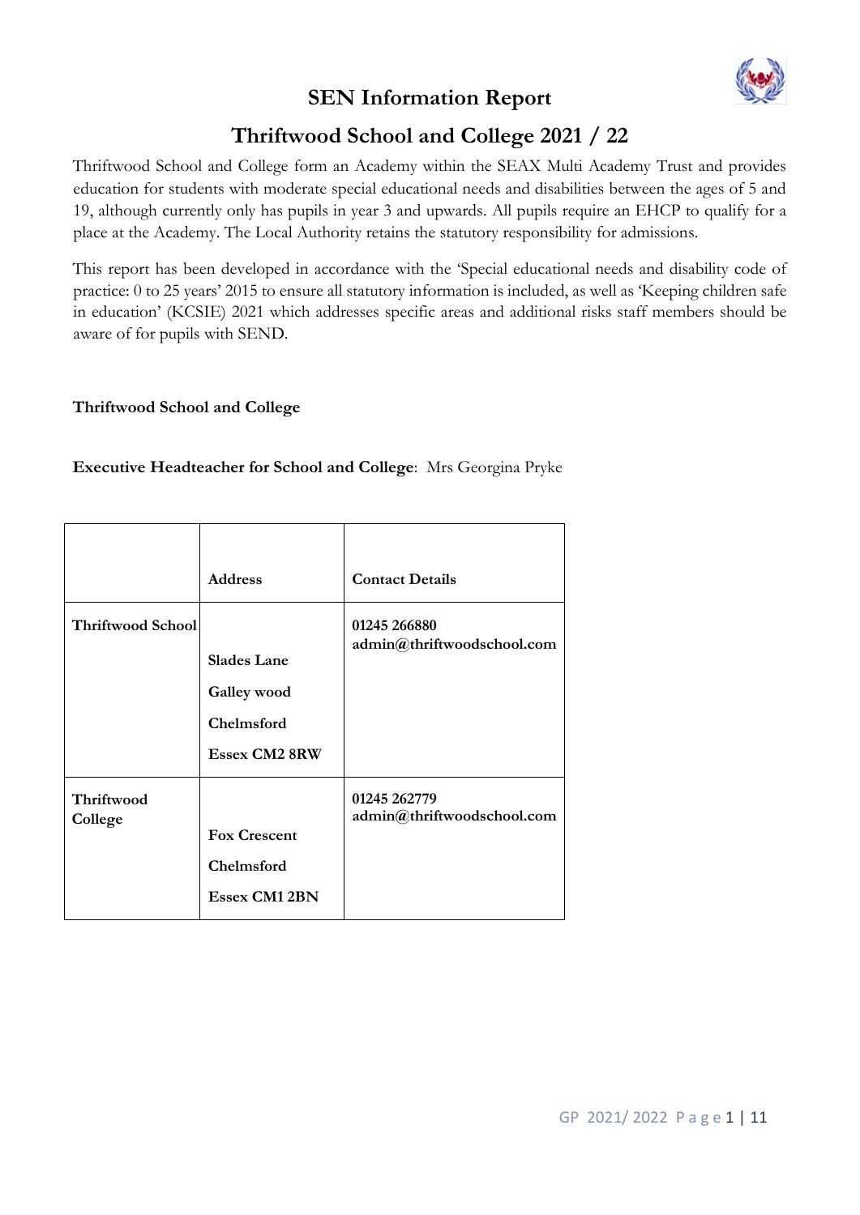# SEN Information Report

## Thriftwood School and College 2021 / 22

Thriftwood School and College form an Academy within the SEAX Multi Academy Trust and provides education for students with moderate special educational needs and disabilities between the ages of 5 and 19, although currently only has pupils in year 3 and upwards. All pupils require an EHCP to qualify for a place at the Academy. The Local Authority retains the statutory responsibility for admissions.

This report has been developed in accordance with the 'Special educational needs and disability code of practice: 0 to 25 years' 2015 to ensure all statutory information is included, as well as 'Keeping children safe in education' (KCSIE) 2021 which addresses specific areas and additional risks staff members should be aware of for pupils with SEND.

**Thriftwood School and College**

**Executive Headteacher for School and College**: Mrs Georgina Pryke

| | Address | Contact Details |
|---|---|---|
| **Thriftwood School** | **Slades Lane**<br>**Galley wood**<br>**Chelmsford**<br>**Essex CM2 8RW** | **01245 266880**<br>**admin@thriftwoodschool.com** |
| **Thriftwood College** | **Fox Crescent**<br>**Chelmsford**<br>**Essex CM1 2BN** | **01245 262779**<br>**admin@thriftwoodschool.com** |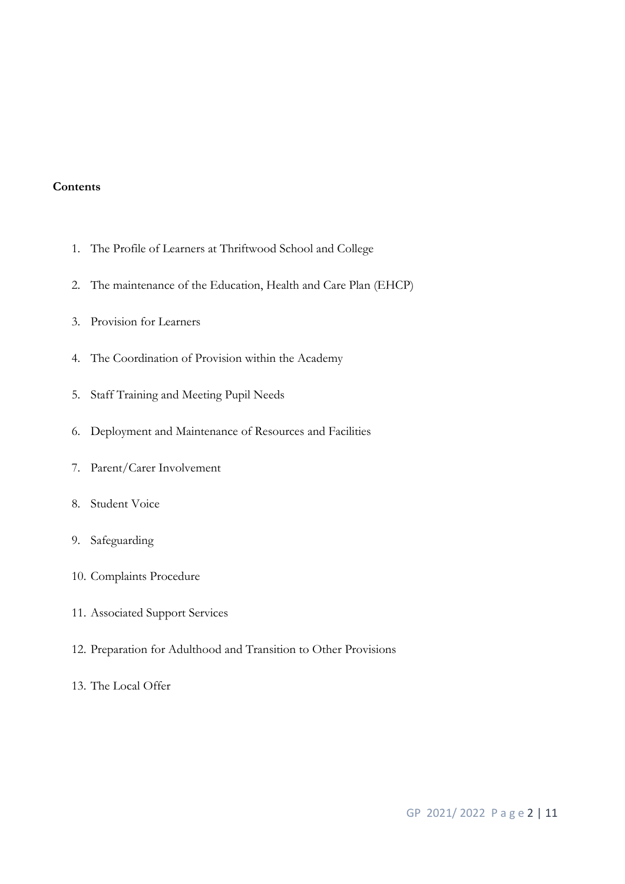**Contents**

1. The Profile of Learners at Thriftwood School and College
2. The maintenance of the Education, Health and Care Plan (EHCP)
3. Provision for Learners
4. The Coordination of Provision within the Academy
5. Staff Training and Meeting Pupil Needs
6. Deployment and Maintenance of Resources and Facilities
7. Parent/Carer Involvement
8. Student Voice
9. Safeguarding
10. Complaints Procedure
11. Associated Support Services
12. Preparation for Adulthood and Transition to Other Provisions
13. The Local Offer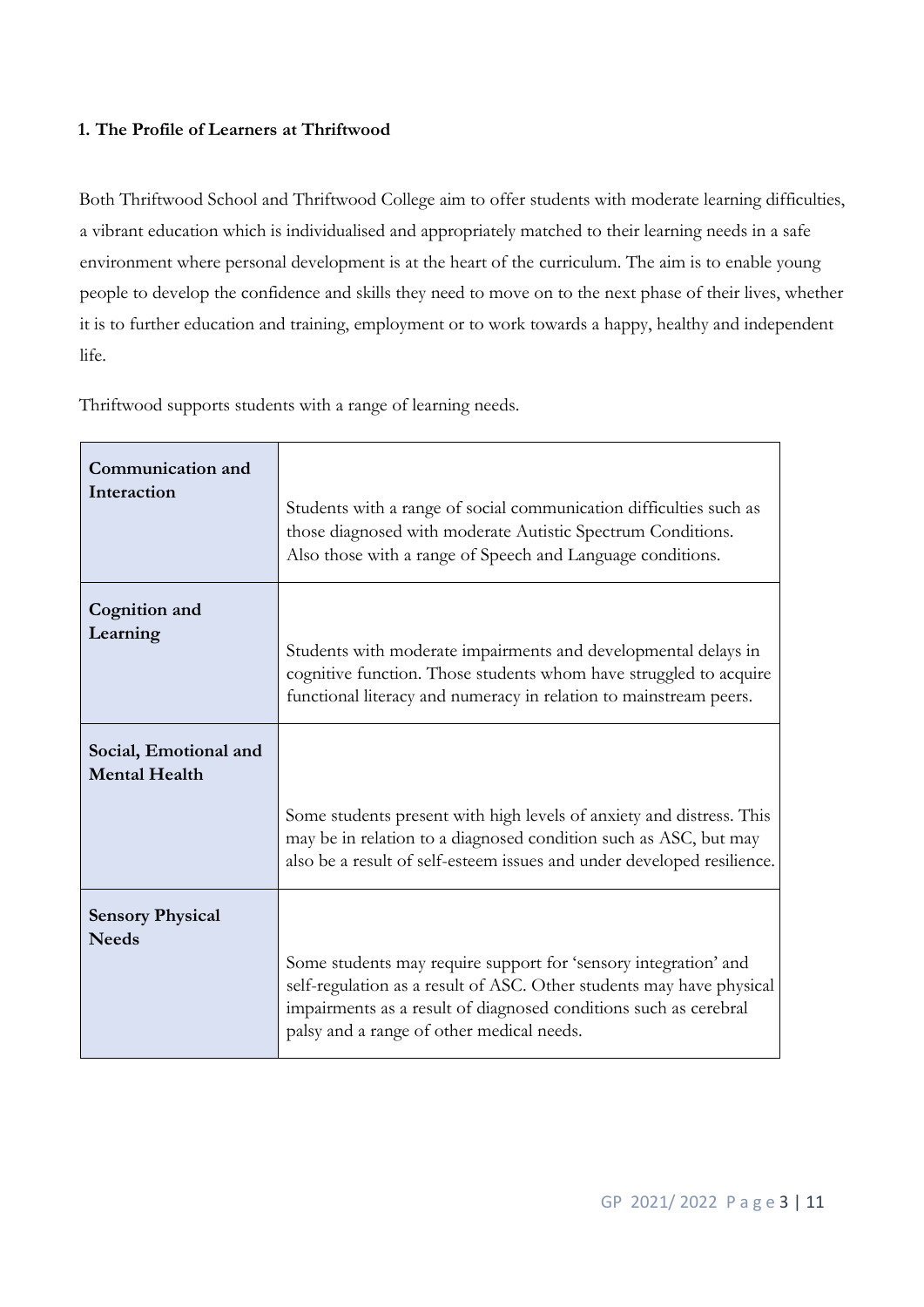**1. The Profile of Learners at Thriftwood**

Both Thriftwood School and Thriftwood College aim to offer students with moderate learning difficulties, a vibrant education which is individualised and appropriately matched to their learning needs in a safe environment where personal development is at the heart of the curriculum. The aim is to enable young people to develop the confidence and skills they need to move on to the next phase of their lives, whether it is to further education and training, employment or to work towards a happy, healthy and independent life.

Thriftwood supports students with a range of learning needs.

| | |
|---|---|
| **Communication and Interaction** | Students with a range of social communication difficulties such as those diagnosed with moderate Autistic Spectrum Conditions. Also those with a range of Speech and Language conditions. |
| **Cognition and Learning** | Students with moderate impairments and developmental delays in cognitive function. Those students whom have struggled to acquire functional literacy and numeracy in relation to mainstream peers. |
| **Social, Emotional and Mental Health** | Some students present with high levels of anxiety and distress. This may be in relation to a diagnosed condition such as ASC, but may also be a result of self-esteem issues and under developed resilience. |
| **Sensory Physical Needs** | Some students may require support for 'sensory integration' and self-regulation as a result of ASC. Other students may have physical impairments as a result of diagnosed conditions such as cerebral palsy and a range of other medical needs. |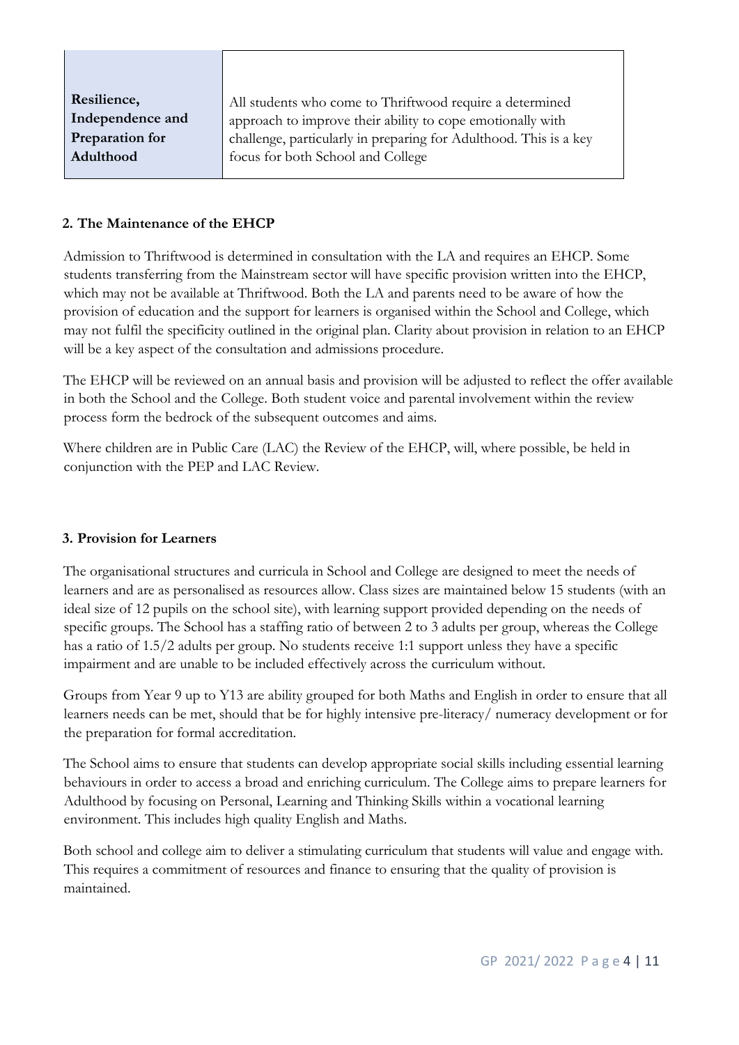| **Resilience, Independence and Preparation for Adulthood** | All students who come to Thriftwood require a determined approach to improve their ability to cope emotionally with challenge, particularly in preparing for Adulthood. This is a key focus for both School and College |
|---|---|

## 2. The Maintenance of the EHCP

Admission to Thriftwood is determined in consultation with the LA and requires an EHCP. Some students transferring from the Mainstream sector will have specific provision written into the EHCP, which may not be available at Thriftwood. Both the LA and parents need to be aware of how the provision of education and the support for learners is organised within the School and College, which may not fulfil the specificity outlined in the original plan. Clarity about provision in relation to an EHCP will be a key aspect of the consultation and admissions procedure.

The EHCP will be reviewed on an annual basis and provision will be adjusted to reflect the offer available in both the School and the College. Both student voice and parental involvement within the review process form the bedrock of the subsequent outcomes and aims.

Where children are in Public Care (LAC) the Review of the EHCP, will, where possible, be held in conjunction with the PEP and LAC Review.

## 3. Provision for Learners

The organisational structures and curricula in School and College are designed to meet the needs of learners and are as personalised as resources allow. Class sizes are maintained below 15 students (with an ideal size of 12 pupils on the school site), with learning support provided depending on the needs of specific groups. The School has a staffing ratio of between 2 to 3 adults per group, whereas the College has a ratio of 1.5/2 adults per group. No students receive 1:1 support unless they have a specific impairment and are unable to be included effectively across the curriculum without.

Groups from Year 9 up to Y13 are ability grouped for both Maths and English in order to ensure that all learners needs can be met, should that be for highly intensive pre-literacy/ numeracy development or for the preparation for formal accreditation.

The School aims to ensure that students can develop appropriate social skills including essential learning behaviours in order to access a broad and enriching curriculum. The College aims to prepare learners for Adulthood by focusing on Personal, Learning and Thinking Skills within a vocational learning environment. This includes high quality English and Maths.

Both school and college aim to deliver a stimulating curriculum that students will value and engage with. This requires a commitment of resources and finance to ensuring that the quality of provision is maintained.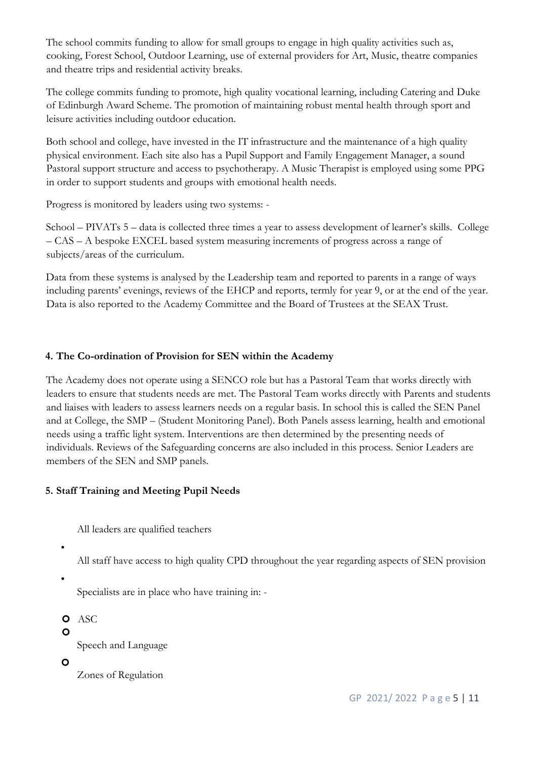The school commits funding to allow for small groups to engage in high quality activities such as, cooking, Forest School, Outdoor Learning, use of external providers for Art, Music, theatre companies and theatre trips and residential activity breaks.

The college commits funding to promote, high quality vocational learning, including Catering and Duke of Edinburgh Award Scheme. The promotion of maintaining robust mental health through sport and leisure activities including outdoor education.

Both school and college, have invested in the IT infrastructure and the maintenance of a high quality physical environment. Each site also has a Pupil Support and Family Engagement Manager, a sound Pastoral support structure and access to psychotherapy. A Music Therapist is employed using some PPG in order to support students and groups with emotional health needs.

Progress is monitored by leaders using two systems: -

School – PIVATs 5 – data is collected three times a year to assess development of learner's skills. College – CAS – A bespoke EXCEL based system measuring increments of progress across a range of subjects/areas of the curriculum.

Data from these systems is analysed by the Leadership team and reported to parents in a range of ways including parents' evenings, reviews of the EHCP and reports, termly for year 9, or at the end of the year. Data is also reported to the Academy Committee and the Board of Trustees at the SEAX Trust.

## 4. The Co-ordination of Provision for SEN within the Academy

The Academy does not operate using a SENCO role but has a Pastoral Team that works directly with leaders to ensure that students needs are met. The Pastoral Team works directly with Parents and students and liaises with leaders to assess learners needs on a regular basis. In school this is called the SEN Panel and at College, the SMP – (Student Monitoring Panel). Both Panels assess learning, health and emotional needs using a traffic light system. Interventions are then determined by the presenting needs of individuals. Reviews of the Safeguarding concerns are also included in this process. Senior Leaders are members of the SEN and SMP panels.

## 5. Staff Training and Meeting Pupil Needs

- All leaders are qualified teachers
- All staff have access to high quality CPD throughout the year regarding aspects of SEN provision
- Specialists are in place who have training in: -
  - ASC
  - Speech and Language
  - Zones of Regulation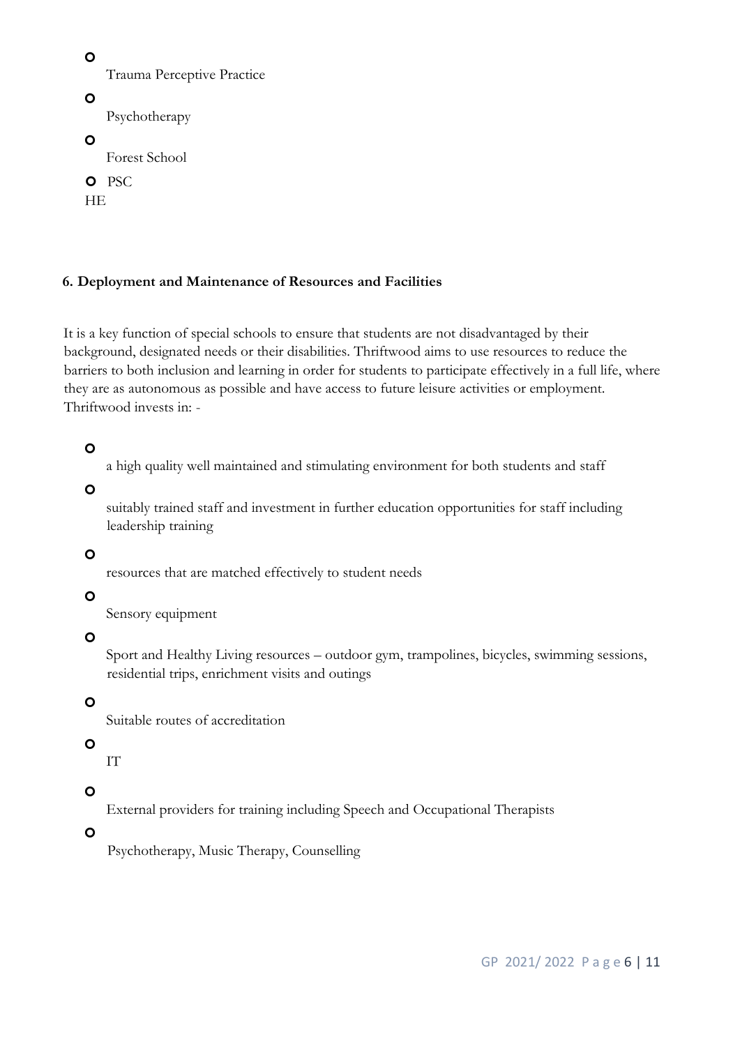- Trauma Perceptive Practice
- Psychotherapy
- Forest School
- PSC

HE

### 6. Deployment and Maintenance of Resources and Facilities

It is a key function of special schools to ensure that students are not disadvantaged by their background, designated needs or their disabilities. Thriftwood aims to use resources to reduce the barriers to both inclusion and learning in order for students to participate effectively in a full life, where they are as autonomous as possible and have access to future leisure activities or employment. Thriftwood invests in: -

- a high quality well maintained and stimulating environment for both students and staff
- suitably trained staff and investment in further education opportunities for staff including leadership training
- resources that are matched effectively to student needs
- Sensory equipment
- Sport and Healthy Living resources – outdoor gym, trampolines, bicycles, swimming sessions, residential trips, enrichment visits and outings
- Suitable routes of accreditation
- IT
- External providers for training including Speech and Occupational Therapists
- Psychotherapy, Music Therapy, Counselling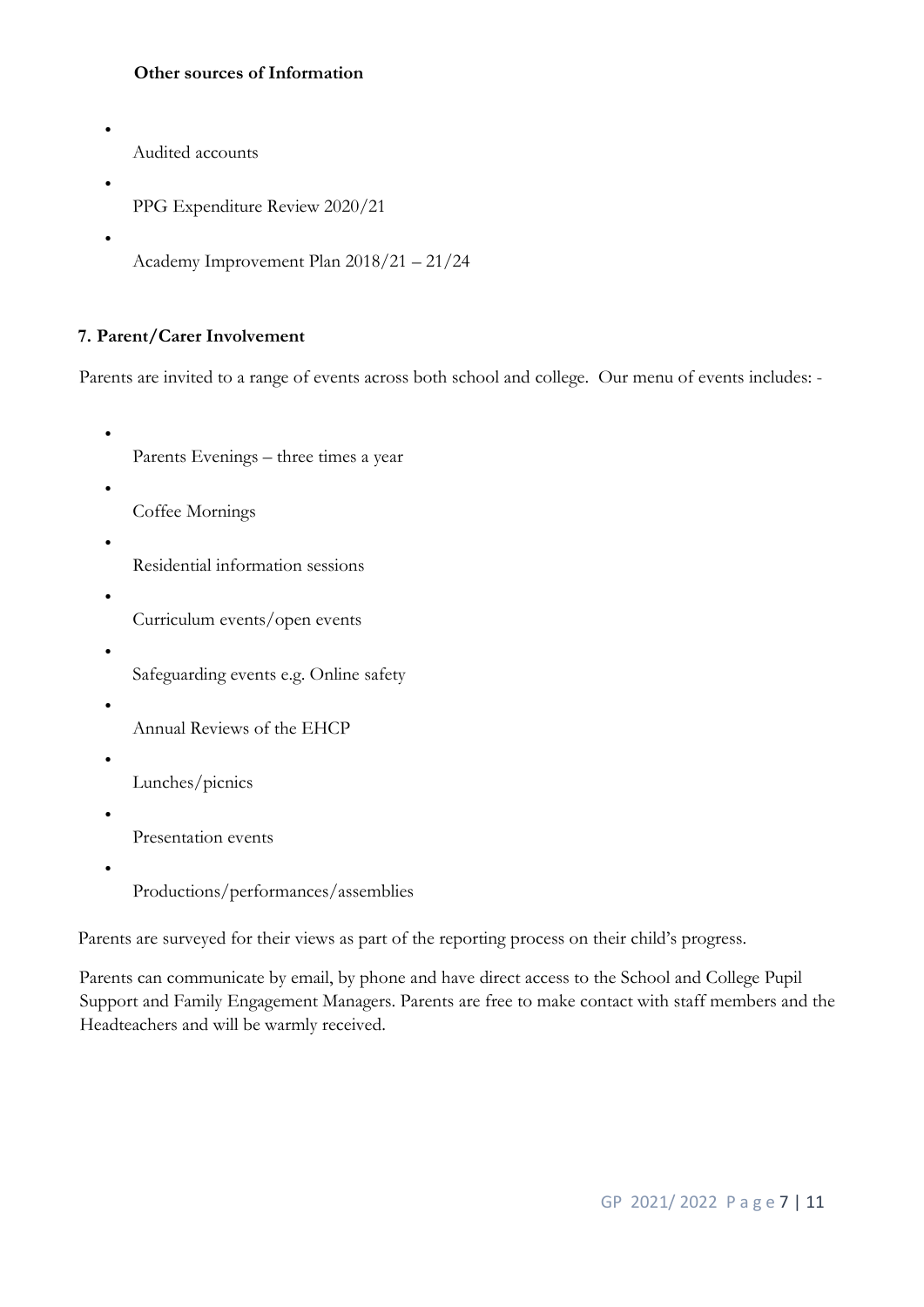**Other sources of Information**

- Audited accounts
- PPG Expenditure Review 2020/21
- Academy Improvement Plan 2018/21 – 21/24

## 7. Parent/Carer Involvement

Parents are invited to a range of events across both school and college. Our menu of events includes: -

- Parents Evenings – three times a year
- Coffee Mornings
- Residential information sessions
- Curriculum events/open events
- Safeguarding events e.g. Online safety
- Annual Reviews of the EHCP
- Lunches/picnics
- Presentation events
- Productions/performances/assemblies

Parents are surveyed for their views as part of the reporting process on their child's progress.

Parents can communicate by email, by phone and have direct access to the School and College Pupil Support and Family Engagement Managers. Parents are free to make contact with staff members and the Headteachers and will be warmly received.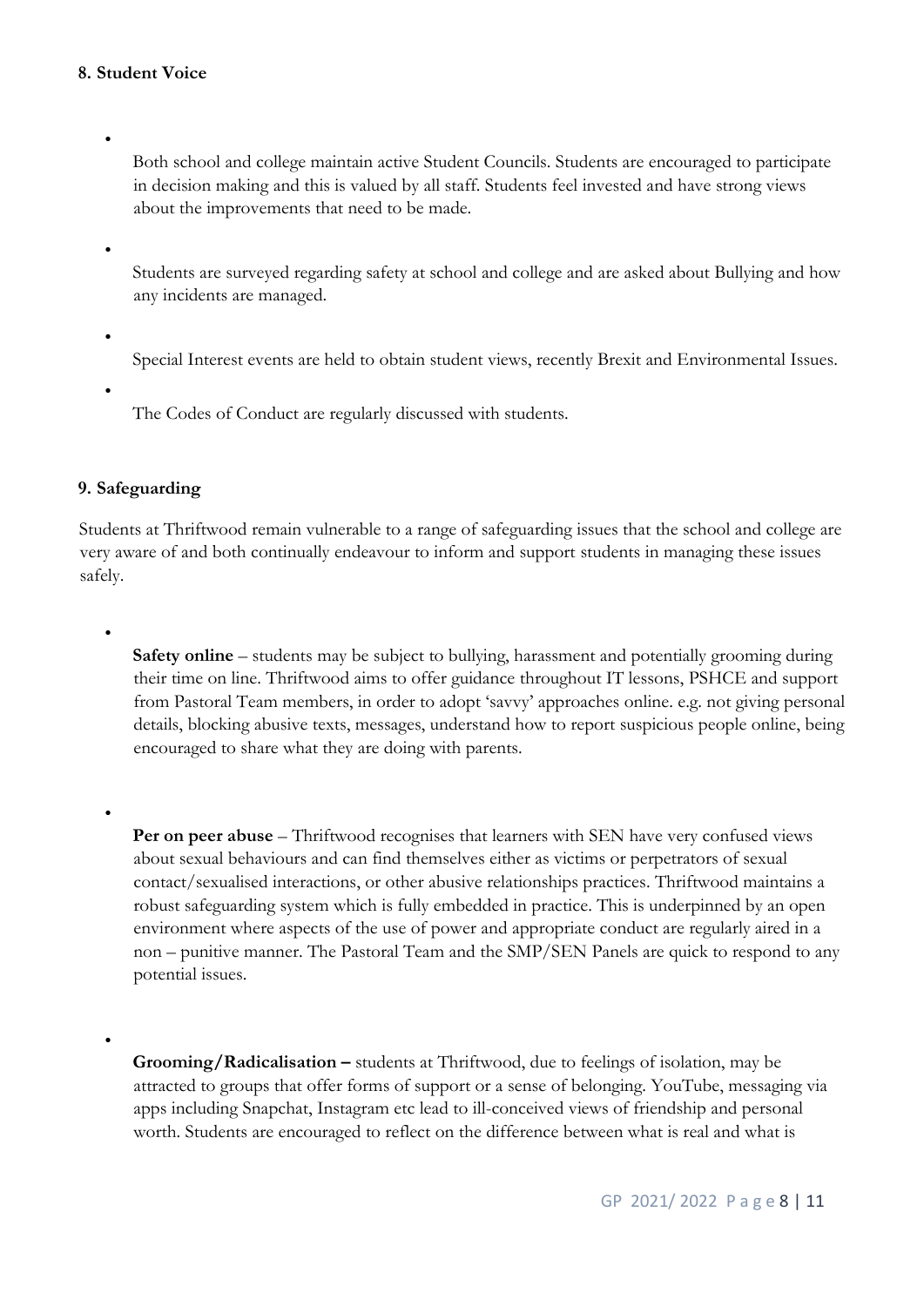### 8. Student Voice

- Both school and college maintain active Student Councils. Students are encouraged to participate in decision making and this is valued by all staff. Students feel invested and have strong views about the improvements that need to be made.
- Students are surveyed regarding safety at school and college and are asked about Bullying and how any incidents are managed.
- Special Interest events are held to obtain student views, recently Brexit and Environmental Issues.
- The Codes of Conduct are regularly discussed with students.

### 9. Safeguarding

Students at Thriftwood remain vulnerable to a range of safeguarding issues that the school and college are very aware of and both continually endeavour to inform and support students in managing these issues safely.

- **Safety online** – students may be subject to bullying, harassment and potentially grooming during their time on line. Thriftwood aims to offer guidance throughout IT lessons, PSHCE and support from Pastoral Team members, in order to adopt 'savvy' approaches online. e.g. not giving personal details, blocking abusive texts, messages, understand how to report suspicious people online, being encouraged to share what they are doing with parents.

- **Per on peer abuse** – Thriftwood recognises that learners with SEN have very confused views about sexual behaviours and can find themselves either as victims or perpetrators of sexual contact/sexualised interactions, or other abusive relationships practices. Thriftwood maintains a robust safeguarding system which is fully embedded in practice. This is underpinned by an open environment where aspects of the use of power and appropriate conduct are regularly aired in a non – punitive manner. The Pastoral Team and the SMP/SEN Panels are quick to respond to any potential issues.

- **Grooming/Radicalisation –** students at Thriftwood, due to feelings of isolation, may be attracted to groups that offer forms of support or a sense of belonging. YouTube, messaging via apps including Snapchat, Instagram etc lead to ill-conceived views of friendship and personal worth. Students are encouraged to reflect on the difference between what is real and what is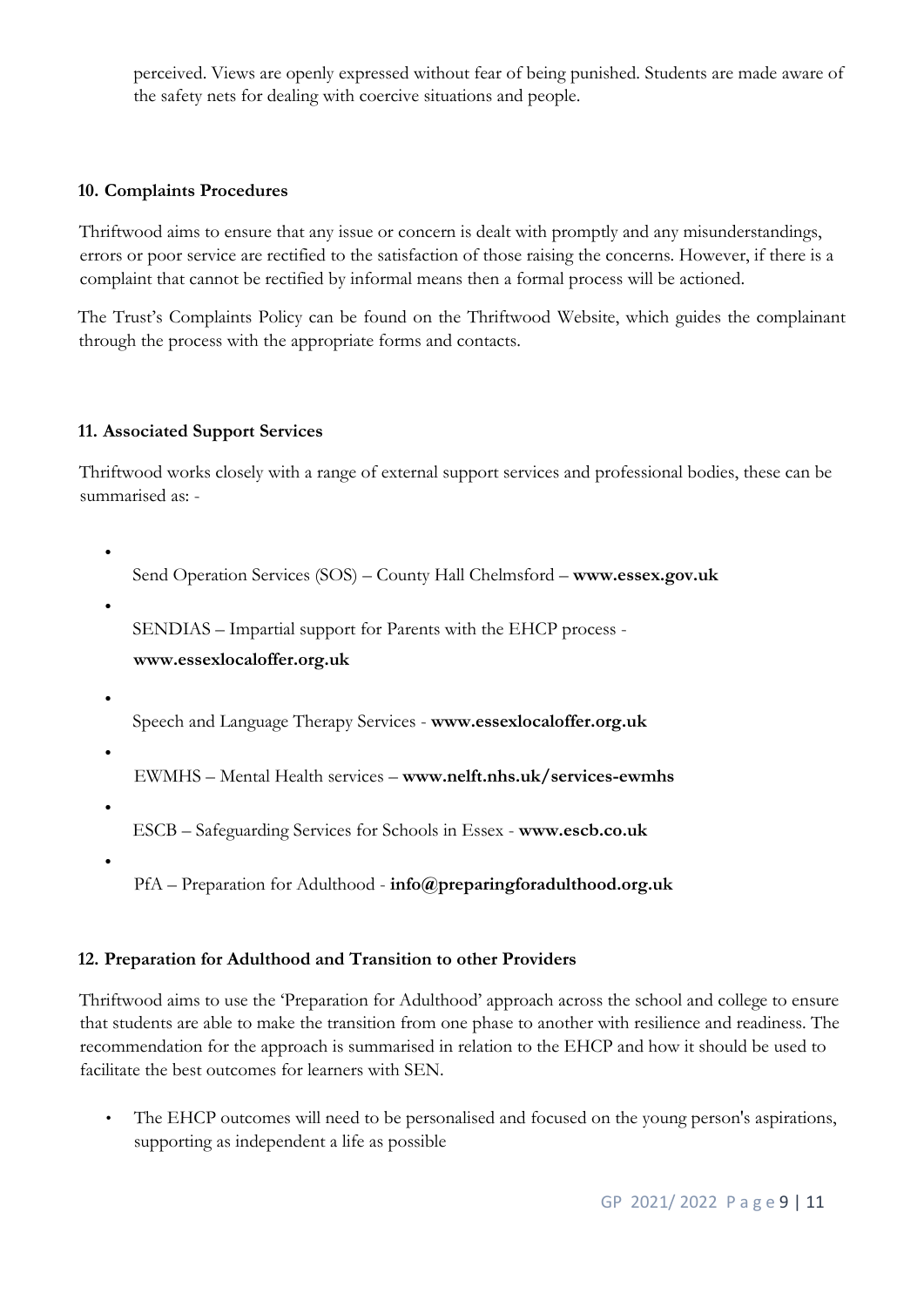perceived. Views are openly expressed without fear of being punished. Students are made aware of the safety nets for dealing with coercive situations and people.

### 10. Complaints Procedures

Thriftwood aims to ensure that any issue or concern is dealt with promptly and any misunderstandings, errors or poor service are rectified to the satisfaction of those raising the concerns. However, if there is a complaint that cannot be rectified by informal means then a formal process will be actioned.

The Trust's Complaints Policy can be found on the Thriftwood Website, which guides the complainant through the process with the appropriate forms and contacts.

### 11. Associated Support Services

Thriftwood works closely with a range of external support services and professional bodies, these can be summarised as: -

- Send Operation Services (SOS) – County Hall Chelmsford – **www.essex.gov.uk**
- SENDIAS – Impartial support for Parents with the EHCP process - **www.essexlocaloffer.org.uk**
- Speech and Language Therapy Services - **www.essexlocaloffer.org.uk**
- EWMHS – Mental Health services – **www.nelft.nhs.uk/services-ewmhs**
- ESCB – Safeguarding Services for Schools in Essex - **www.escb.co.uk**
- PfA – Preparation for Adulthood - **info@preparingforadulthood.org.uk**

### 12. Preparation for Adulthood and Transition to other Providers

Thriftwood aims to use the 'Preparation for Adulthood' approach across the school and college to ensure that students are able to make the transition from one phase to another with resilience and readiness. The recommendation for the approach is summarised in relation to the EHCP and how it should be used to facilitate the best outcomes for learners with SEN.

- The EHCP outcomes will need to be personalised and focused on the young person's aspirations, supporting as independent a life as possible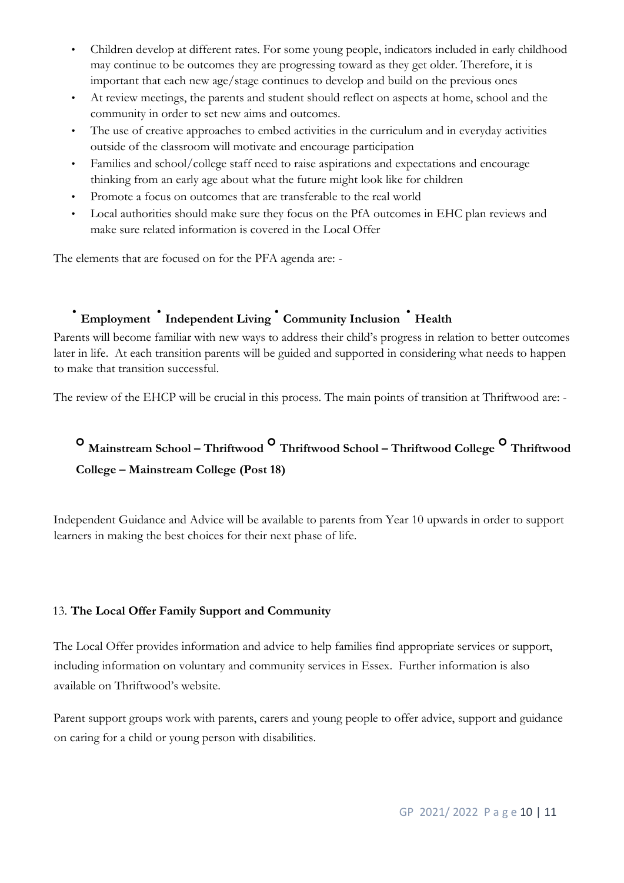- Children develop at different rates. For some young people, indicators included in early childhood may continue to be outcomes they are progressing toward as they get older. Therefore, it is important that each new age/stage continues to develop and build on the previous ones
- At review meetings, the parents and student should reflect on aspects at home, school and the community in order to set new aims and outcomes.
- The use of creative approaches to embed activities in the curriculum and in everyday activities outside of the classroom will motivate and encourage participation
- Families and school/college staff need to raise aspirations and expectations and encourage thinking from an early age about what the future might look like for children
- Promote a focus on outcomes that are transferable to the real world
- Local authorities should make sure they focus on the PfA outcomes in EHC plan reviews and make sure related information is covered in the Local Offer

The elements that are focused on for the PFA agenda are: -

- **Employment**
- **Independent Living**
- **Community Inclusion**
- **Health**

Parents will become familiar with new ways to address their child's progress in relation to better outcomes later in life. At each transition parents will be guided and supported in considering what needs to happen to make that transition successful.

The review of the EHCP will be crucial in this process. The main points of transition at Thriftwood are: -

- **Mainstream School – Thriftwood**
- **Thriftwood School – Thriftwood College**
- **Thriftwood College – Mainstream College (Post 18)**

Independent Guidance and Advice will be available to parents from Year 10 upwards in order to support learners in making the best choices for their next phase of life.

## 13. **The Local Offer Family Support and Community**

The Local Offer provides information and advice to help families find appropriate services or support, including information on voluntary and community services in Essex. Further information is also available on Thriftwood's website.

Parent support groups work with parents, carers and young people to offer advice, support and guidance on caring for a child or young person with disabilities.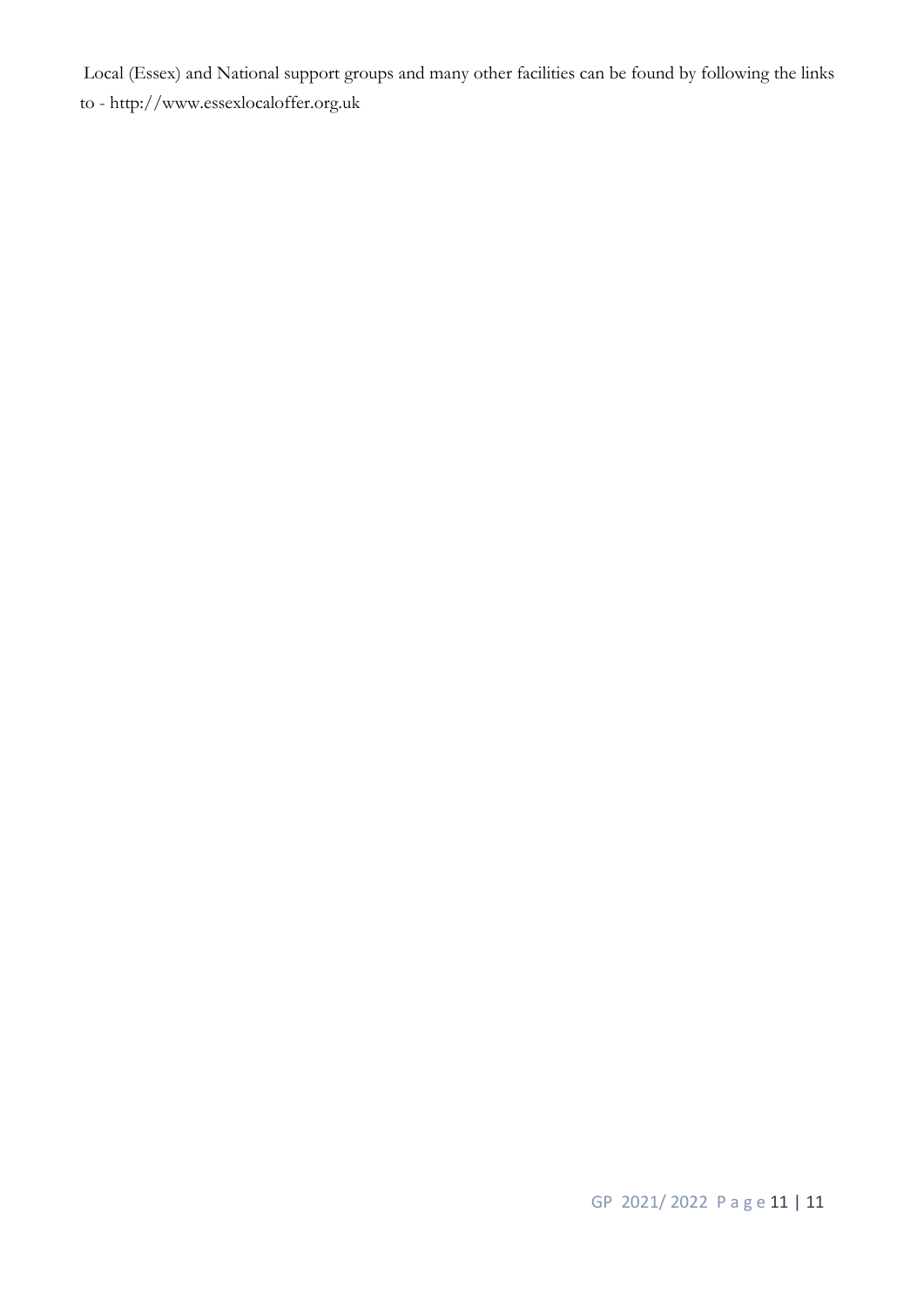Local (Essex) and National support groups and many other facilities can be found by following the links to - http://www.essexlocaloffer.org.uk